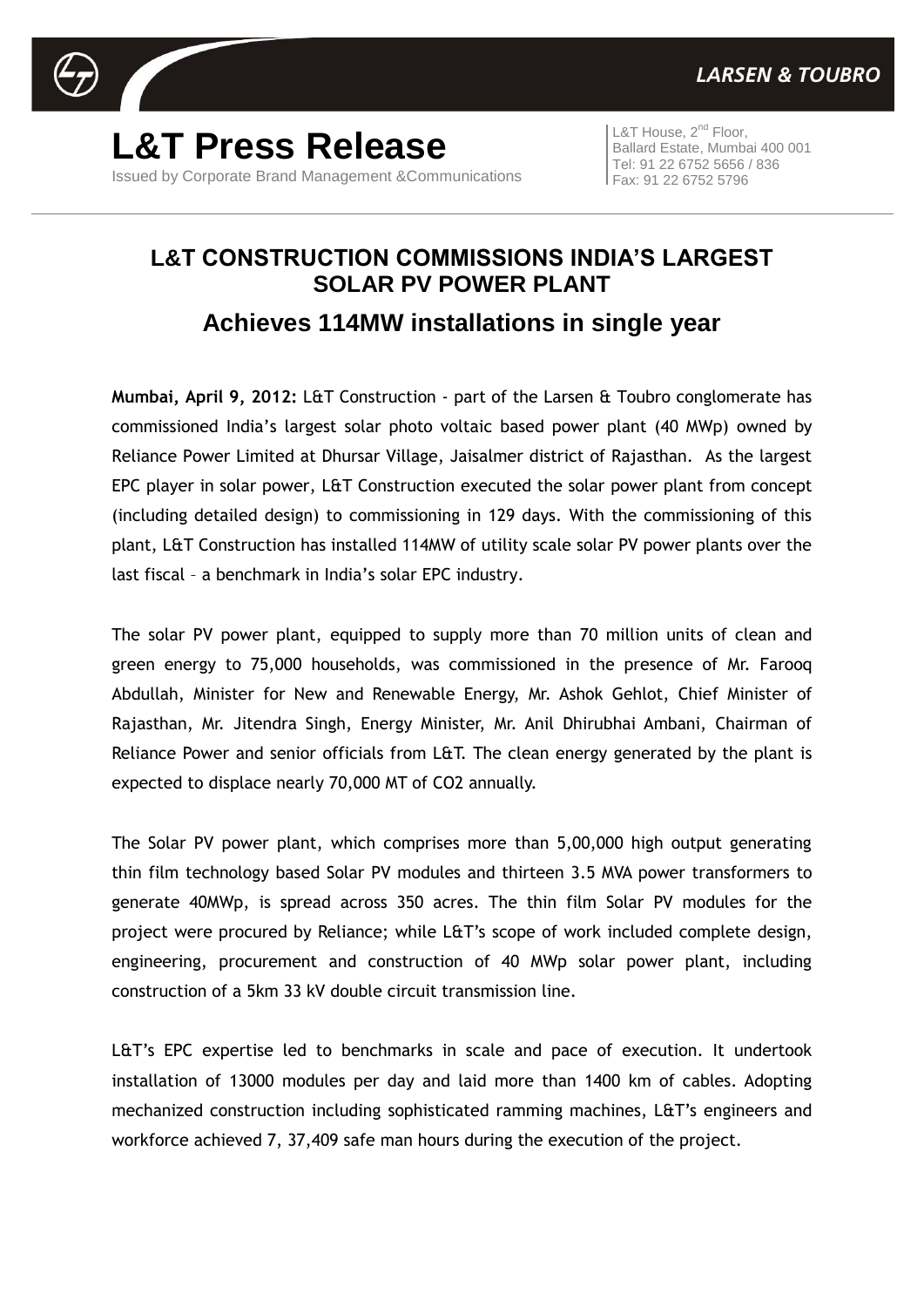# L&T Press Release

Issued by Corporate Brand Management &Communications

L&T House, 2nd Floor,
Ballard Estate, Mumbai 400 001
Tel: 91 22 6752 5656 / 836
Fax: 91 22 6752 5796

## L&T CONSTRUCTION COMMISSIONS INDIA'S LARGEST SOLAR PV POWER PLANT

### Achieves 114MW installations in single year

**Mumbai, April 9, 2012:** L&T Construction - part of the Larsen & Toubro conglomerate has commissioned India's largest solar photo voltaic based power plant (40 MWp) owned by Reliance Power Limited at Dhursar Village, Jaisalmer district of Rajasthan. As the largest EPC player in solar power, L&T Construction executed the solar power plant from concept (including detailed design) to commissioning in 129 days. With the commissioning of this plant, L&T Construction has installed 114MW of utility scale solar PV power plants over the last fiscal – a benchmark in India's solar EPC industry.

The solar PV power plant, equipped to supply more than 70 million units of clean and green energy to 75,000 households, was commissioned in the presence of Mr. Farooq Abdullah, Minister for New and Renewable Energy, Mr. Ashok Gehlot, Chief Minister of Rajasthan, Mr. Jitendra Singh, Energy Minister, Mr. Anil Dhirubhai Ambani, Chairman of Reliance Power and senior officials from L&T. The clean energy generated by the plant is expected to displace nearly 70,000 MT of $CO_2$ annually.

The Solar PV power plant, which comprises more than 5,00,000 high output generating thin film technology based Solar PV modules and thirteen 3.5 MVA power transformers to generate 40MWp, is spread across 350 acres. The thin film Solar PV modules for the project were procured by Reliance; while L&T's scope of work included complete design, engineering, procurement and construction of 40 MWp solar power plant, including construction of a 5km 33 kV double circuit transmission line.

L&T's EPC expertise led to benchmarks in scale and pace of execution. It undertook installation of 13000 modules per day and laid more than 1400 km of cables. Adopting mechanized construction including sophisticated ramming machines, L&T's engineers and workforce achieved 7, 37,409 safe man hours during the execution of the project.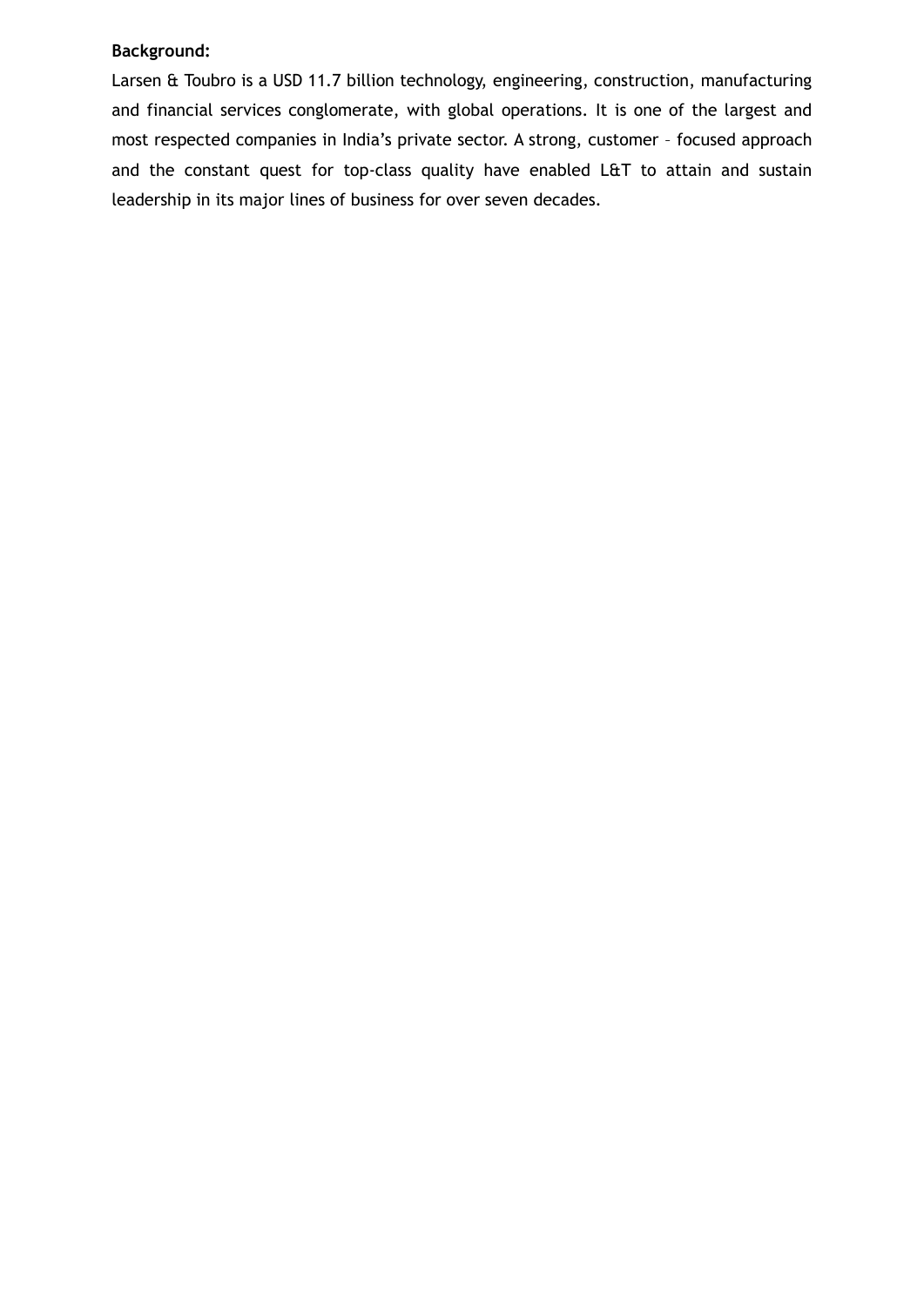**Background:**

Larsen & Toubro is a USD 11.7 billion technology, engineering, construction, manufacturing and financial services conglomerate, with global operations. It is one of the largest and most respected companies in India's private sector. A strong, customer – focused approach and the constant quest for top-class quality have enabled L&T to attain and sustain leadership in its major lines of business for over seven decades.